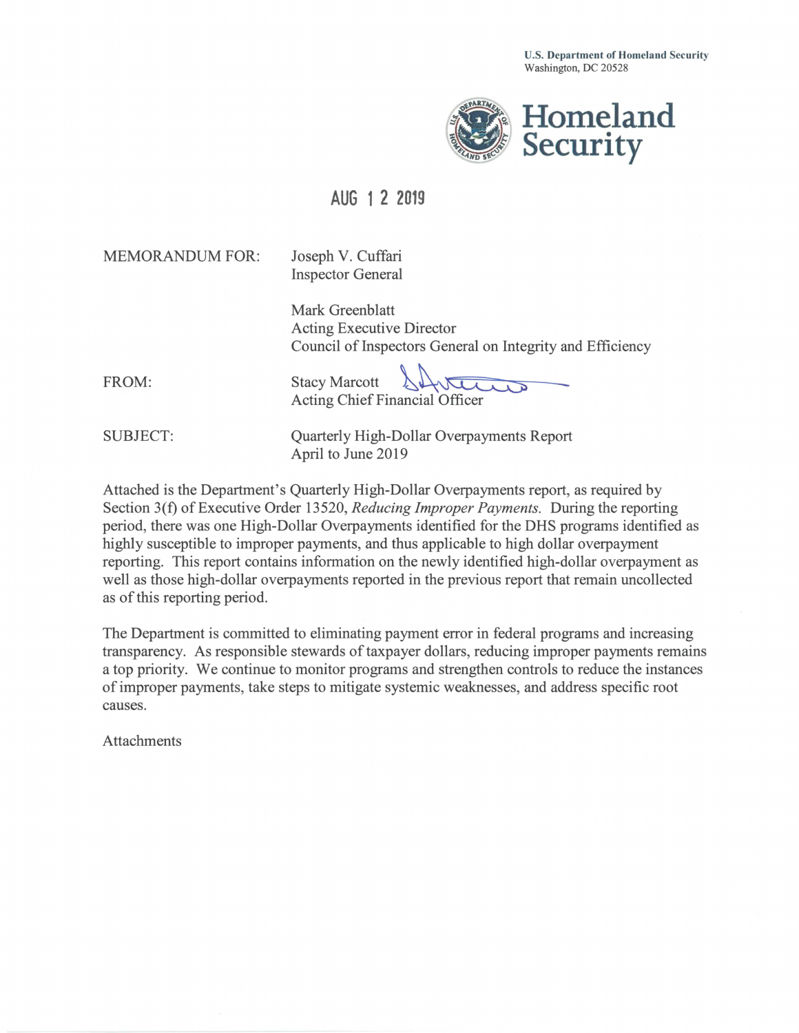U.S. Department of Homeland Security
Washington, DC 20528

**Homeland Security**

AUG 1 2 2019

MEMORANDUM FOR: Joseph V. Cuffari
Inspector General

Mark Greenblatt
Acting Executive Director
Council of Inspectors General on Integrity and Efficiency

FROM: Stacy Marcott
Acting Chief Financial Officer

SUBJECT: Quarterly High-Dollar Overpayments Report
April to June 2019

Attached is the Department's Quarterly High-Dollar Overpayments report, as required by Section 3(f) of Executive Order 13520, *Reducing Improper Payments.* During the reporting period, there was one High-Dollar Overpayments identified for the DHS programs identified as highly susceptible to improper payments, and thus applicable to high dollar overpayment reporting. This report contains information on the newly identified high-dollar overpayment as well as those high-dollar overpayments reported in the previous report that remain uncollected as of this reporting period.

The Department is committed to eliminating payment error in federal programs and increasing transparency. As responsible stewards of taxpayer dollars, reducing improper payments remains a top priority. We continue to monitor programs and strengthen controls to reduce the instances of improper payments, take steps to mitigate systemic weaknesses, and address specific root causes.

Attachments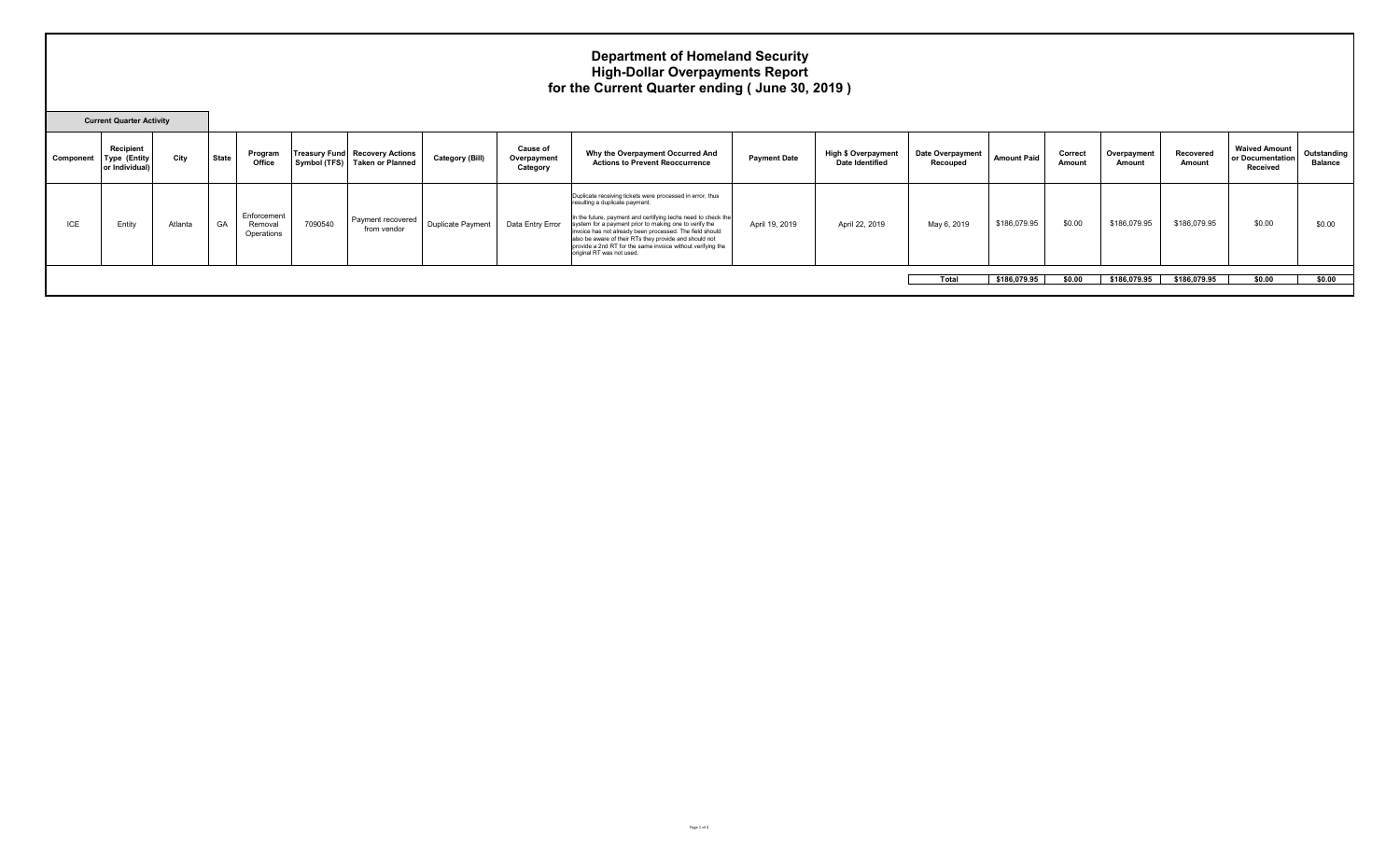# Department of Homeland Security
## High-Dollar Overpayments Report
## for the Current Quarter ending ( June 30, 2019 )

**Current Quarter Activity**

| Component | Recipient Type (Entity or Individual) | City | State | Program Office | Treasury Fund Symbol (TFS) | Recovery Actions Taken or Planned | Category (Bill) | Cause of Overpayment Category | Why the Overpayment Occurred And Actions to Prevent Reoccurrence | Payment Date | High $ Overpayment Date Identified | Date Overpayment Recouped | Amount Paid | Correct Amount | Overpayment Amount | Recovered Amount | Waived Amount or Documentation Received | Outstanding Balance |
|---|---|---|---|---|---|---|---|---|---|---|---|---|---|---|---|---|---|---|
| ICE | Entity | Atlanta | GA | Enforcement Removal Operations | 7090540 | Payment recovered from vendor | Duplicate Payment | Data Entry Error | Duplicate receiving tickets were processed in error, thus resulting a duplicate payment. In the future, payment and certifying techs need to check the system for a payment prior to making one to verify the invoice has not already been processed. The field should also be aware of their RTs they provide and should not provide a 2nd RT for the same invoice without verifying the original RT was not used. | April 19, 2019 | April 22, 2019 | May 6, 2019 | $186,079.95 | $0.00 | $186,079.95 | $186,079.95 | $0.00 | $0.00 |
| | | | | | | | | | | | | **Total** | **$186,079.95** | **$0.00** | **$186,079.95** | **$186,079.95** | **$0.00** | **$0.00** |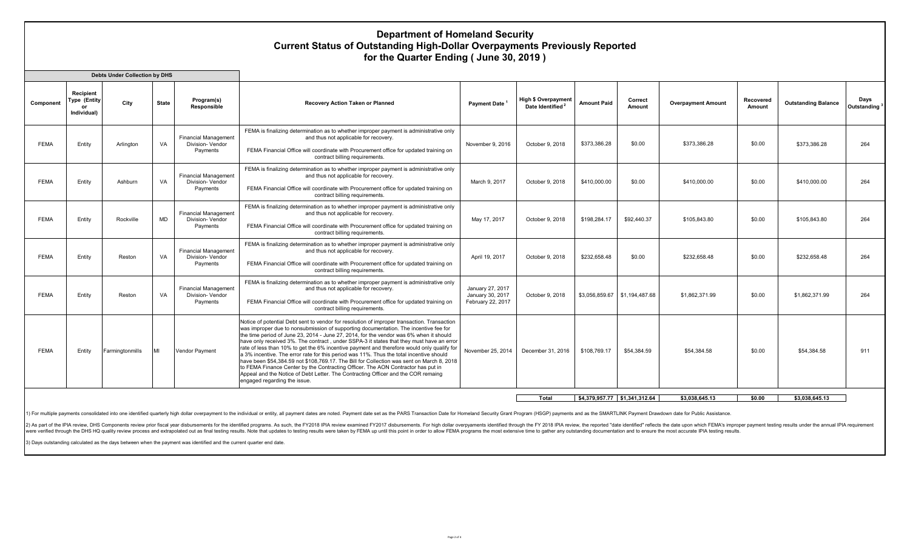# Department of Homeland Security
## Current Status of Outstanding High-Dollar Overpayments Previously Reported
## for the Quarter Ending ( June 30, 2019 )

**Debts Under Collection by DHS**

| Component | Recipient Type (Entity or Individual) | City | State | Program(s) Responsible | Recovery Action Taken or Planned | Payment Date [1] | High $ Overpayment Date Identified [2] | Amount Paid | Correct Amount | Overpayment Amount | Recovered Amount | Outstanding Balance | Days Outstanding [3] |
|---|---|---|---|---|---|---|---|---|---|---|---|---|---|
| FEMA | Entity | Arlington | VA | Financial Management Division- Vendor Payments | FEMA is finalizing determination as to whether improper payment is administrative only and thus not applicable for recovery. FEMA Financial Office will coordinate with Procurement office for updated training on contract billing requirements. | November 9, 2016 | October 9, 2018 | $373,386.28 | $0.00 | $373,386.28 | $0.00 | $373,386.28 | 264 |
| FEMA | Entity | Ashburn | VA | Financial Management Division- Vendor Payments | FEMA is finalizing determination as to whether improper payment is administrative only and thus not applicable for recovery. FEMA Financial Office will coordinate with Procurement office for updated training on contract billing requirements. | March 9, 2017 | October 9, 2018 | $410,000.00 | $0.00 | $410,000.00 | $0.00 | $410,000.00 | 264 |
| FEMA | Entity | Rockville | MD | Financial Management Division- Vendor Payments | FEMA is finalizing determination as to whether improper payment is administrative only and thus not applicable for recovery. FEMA Financial Office will coordinate with Procurement office for updated training on contract billing requirements. | May 17, 2017 | October 9, 2018 | $198,284.17 | $92,440.37 | $105,843.80 | $0.00 | $105,843.80 | 264 |
| FEMA | Entity | Reston | VA | Financial Management Division- Vendor Payments | FEMA is finalizing determination as to whether improper payment is administrative only and thus not applicable for recovery. FEMA Financial Office will coordinate with Procurement office for updated training on contract billing requirements. | April 19, 2017 | October 9, 2018 | $232,658.48 | $0.00 | $232,658.48 | $0.00 | $232,658.48 | 264 |
| FEMA | Entity | Reston | VA | Financial Management Division- Vendor Payments | FEMA is finalizing determination as to whether improper payment is administrative only and thus not applicable for recovery. FEMA Financial Office will coordinate with Procurement office for updated training on contract billing requirements. | January 27, 2017 January 30, 2017 February 22, 2017 | October 9, 2018 | $3,056,859.67 | $1,194,487.68 | $1,862,371.99 | $0.00 | $1,862,371.99 | 264 |
| FEMA | Entity | Farmingtonmills | MI | Vendor Payment | Notice of potential Debt sent to vendor for resolution of improper transaction. Transaction was improper due to nonsubmission of supporting documentation. The incentive fee for the time period of June 23, 2014 - June 27, 2014, for the vendor was 6% when it should have only received 3%. The contract , under SSPA-3 it states that they must have an error rate of less than 10% to get the 6% incentive payment and therefore would only qualify for a 3% incentive. The error rate for this period was 11%. Thus the total incentive should have been $54,384.59 not $108,769.17. The Bill for Collection was sent on March 8, 2018 to FEMA Finance Center by the Contracting Officer. The AON Contractor has put in Appeal and the Notice of Debt Letter. The Contracting Officer and the COR remaing engaged regarding the issue. | November 25, 2014 | December 31, 2016 | $108,769.17 | $54,384.59 | $54,384.58 | $0.00 | $54,384.58 | 911 |
| | | | | | | | **Total** | $4,379,957.77 | $1,341,312.64 | $3,038,645.13 | $0.00 | $3,038,645.13 | |

1) For multiple payments consolidated into one identified quarterly high dollar overpayment to the individual or entity, all payment dates are noted. Payment date set as the PARS Transaction Date for Homeland Security Grant Program (HSGP) payments and as the SMARTLINK Payment Drawdown date for Public Assistance.

2) As part of the IPIA review, DHS Components review prior fiscal year disbursements for the identified programs. As such, the FY2018 IPIA review examined FY2017 disbursements. For high dollar overpayments identified through the FY 2018 IPIA review, the reported "date identified" reflects the date upon which FEMA's improper payment testing results under the annual IPIA requirement were verified through the DHS HQ quality review process and extrapolated out as final testing results. Note that updates to testing results were taken by FEMA up until this point in order to allow FEMA programs the most extensive time to gather any outstanding documentation and to ensure the most accurate IPIA testing results.

3) Days outstanding calculated as the days between when the payment was identified and the current quarter end date.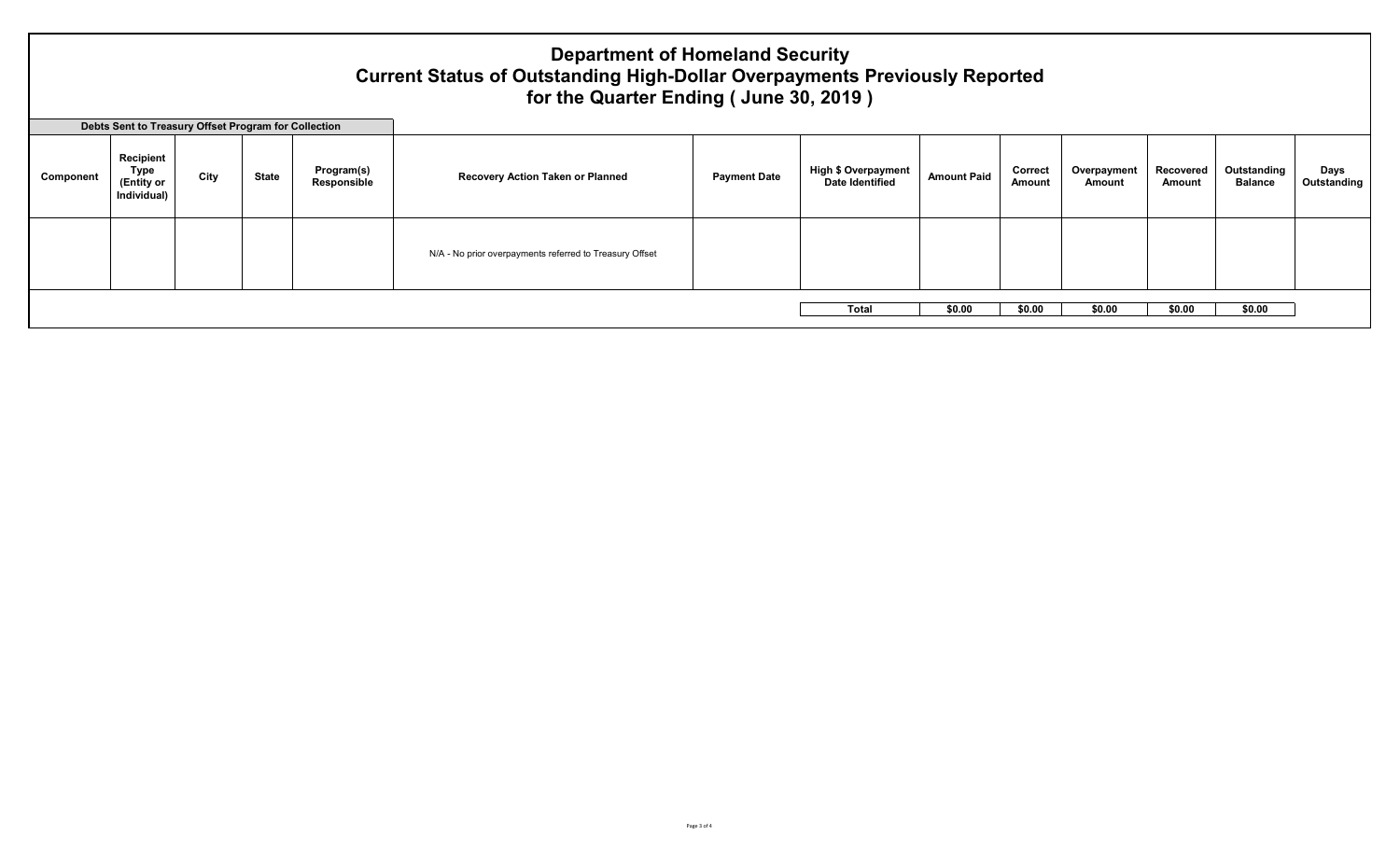# Department of Homeland Security
## Current Status of Outstanding High-Dollar Overpayments Previously Reported
## for the Quarter Ending ( June 30, 2019 )

**Debts Sent to Treasury Offset Program for Collection**

| Component | Recipient Type (Entity or Individual) | City | State | Program(s) Responsible | Recovery Action Taken or Planned | Payment Date | High $ Overpayment Date Identified | Amount Paid | Correct Amount | Overpayment Amount | Recovered Amount | Outstanding Balance | Days Outstanding |
|---|---|---|---|---|---|---|---|---|---|---|---|---|---|
| | | | | | N/A - No prior overpayments referred to Treasury Offset | | | | | | | | |
| | | | | | | | **Total** | **$0.00** | **$0.00** | **$0.00** | **$0.00** | **$0.00** | |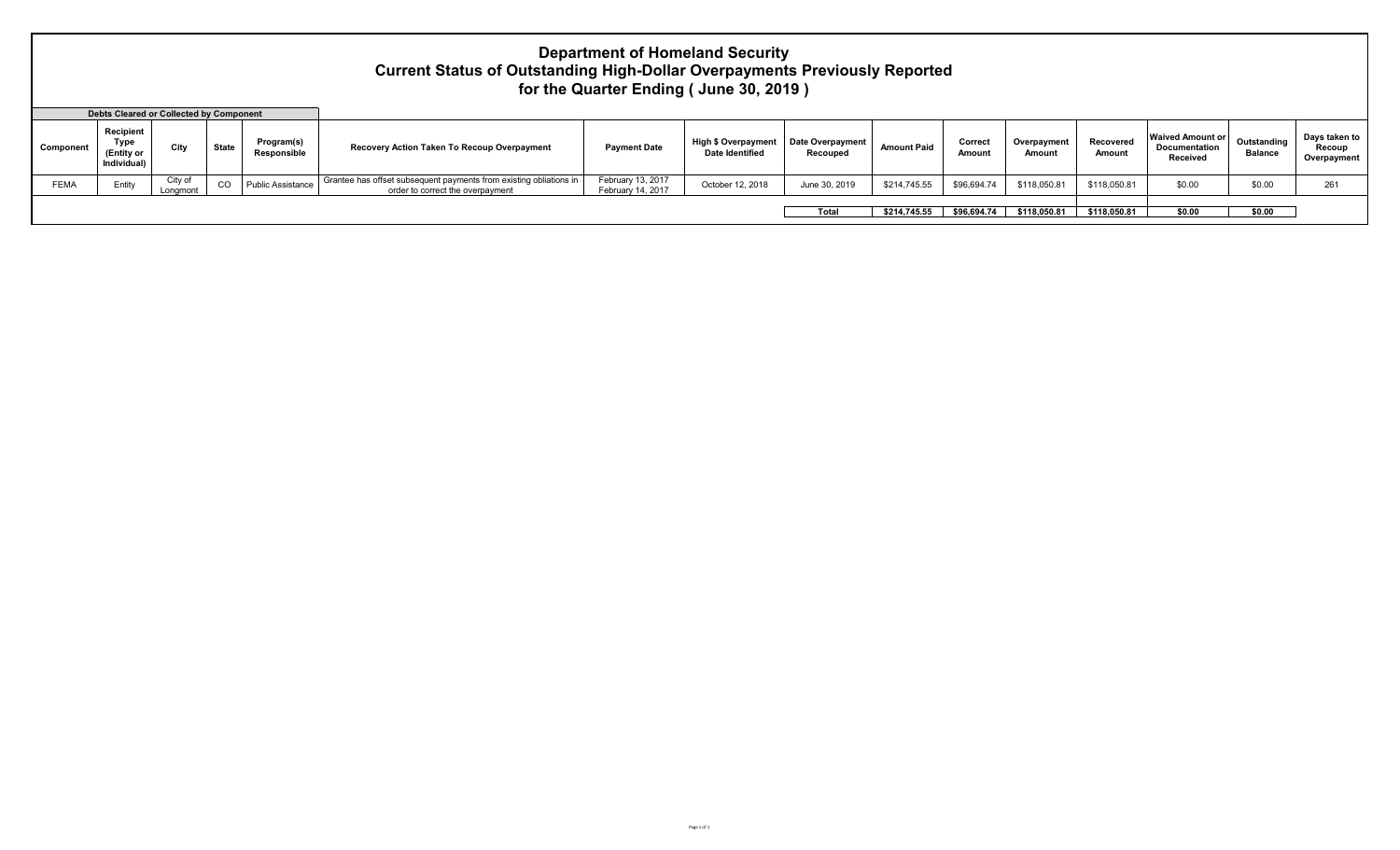# Department of Homeland Security
# Current Status of Outstanding High-Dollar Overpayments Previously Reported
# for the Quarter Ending ( June 30, 2019 )

**Debts Cleared or Collected by Component**

| Component | Recipient Type (Entity or Individual) | City | State | Program(s) Responsible | Recovery Action Taken To Recoup Overpayment | Payment Date | High $ Overpayment Date Identified | Date Overpayment Recouped | Amount Paid | Correct Amount | Overpayment Amount | Recovered Amount | Waived Amount or Documentation Received | Outstanding Balance | Days taken to Recoup Overpayment |
|---|---|---|---|---|---|---|---|---|---|---|---|---|---|---|---|
| FEMA | Entity | City of Longmont | CO | Public Assistance | Grantee has offset subsequent payments from existing obliations in order to correct the overpayment | February 13, 2017 February 14, 2017 | October 12, 2018 | June 30, 2019 | $214,745.55 | $96,694.74 | $118,050.81 | $118,050.81 | $0.00 | $0.00 | 261 |
| | | | | | | | | **Total** | **$214,745.55** | **$96,694.74** | **$118,050.81** | **$118,050.81** | **$0.00** | **$0.00** | |